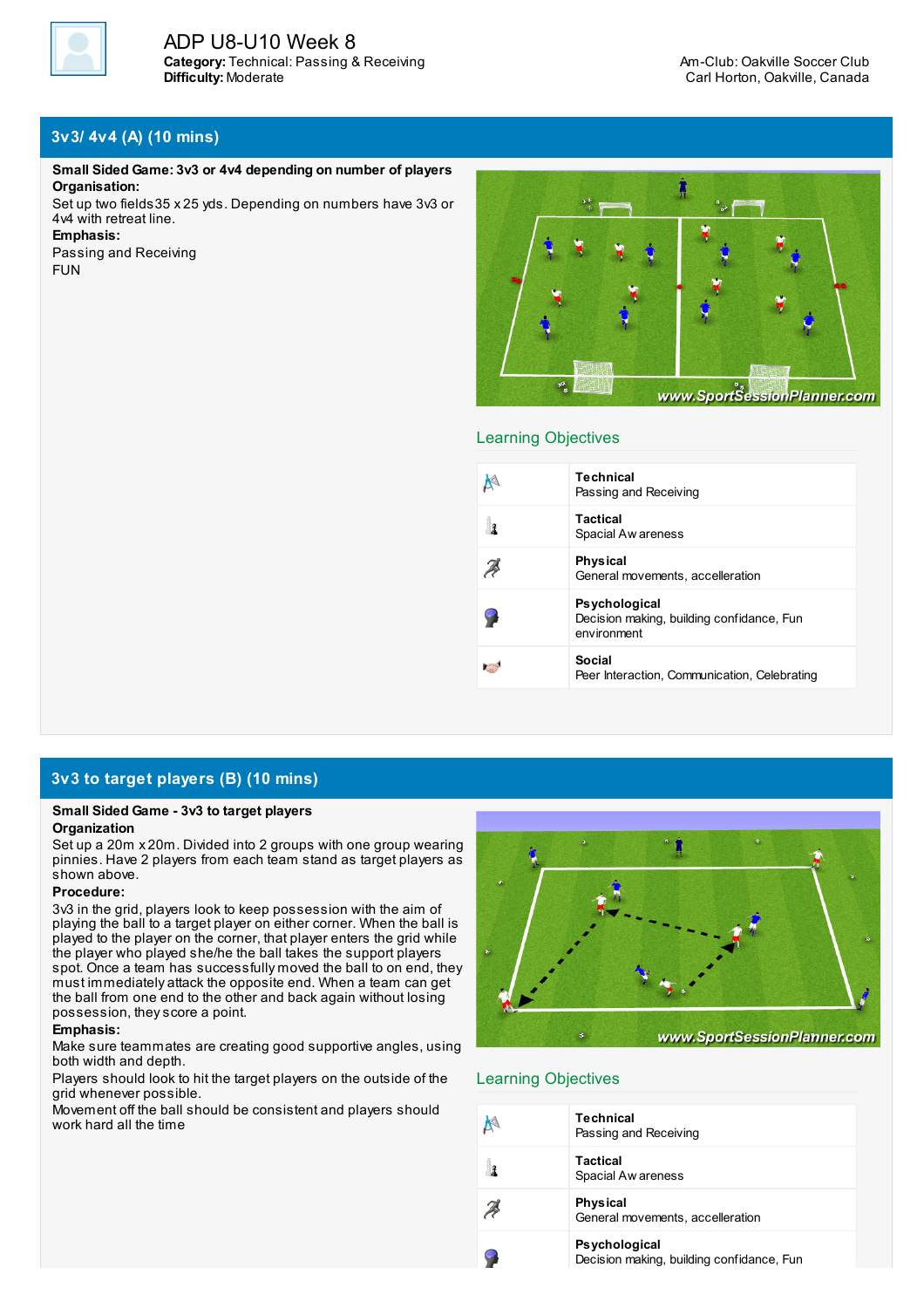# ADP U8-U10 Week 8

**Category:** Technical: Passing & Receiving
**Difficulty:** Moderate

Am-Club: Oakville Soccer Club
Carl Horton, Oakville, Canada

## 3v3/ 4v4 (A) (10 mins)

**Small Sided Game: 3v3 or 4v4 depending on number of players**
**Organisation:**
Set up two fields 35 x 25 yds. Depending on numbers have 3v3 or 4v4 with retreat line.
**Emphasis:**
Passing and Receiving
FUN

www.SportSessionPlanner.com

### Learning Objectives

| | |
|---|---|
| | **Technical** Passing and Receiving |
| | **Tactical** Spacial Awareness |
| | **Physical** General movements, accelleration |
| | **Psychological** Decision making, building confidance, Fun environment |
| | **Social** Peer Interaction, Communication, Celebrating |

## 3v3 to target players (B) (10 mins)

**Small Sided Game - 3v3 to target players**
**Organization**
Set up a 20m x 20m. Divided into 2 groups with one group wearing pinnies. Have 2 players from each team stand as target players as shown above.
**Procedure:**
3v3 in the grid, players look to keep possession with the aim of playing the ball to a target player on either corner. When the ball is played to the player on the corner, that player enters the grid while the player who played she/he the ball takes the support players spot. Once a team has successfully moved the ball to on end, they must immediately attack the opposite end. When a team can get the ball from one end to the other and back again without losing possession, they score a point.
**Emphasis:**
Make sure teammates are creating good supportive angles, using both width and depth.
Players should look to hit the target players on the outside of the grid whenever possible.
Movement off the ball should be consistent and players should work hard all the time

www.SportSessionPlanner.com

### Learning Objectives

| | |
|---|---|
| | **Technical** Passing and Receiving |
| | **Tactical** Spacial Awareness |
| | **Physical** General movements, accelleration |
| | **Psychological** Decision making, building confidance, Fun |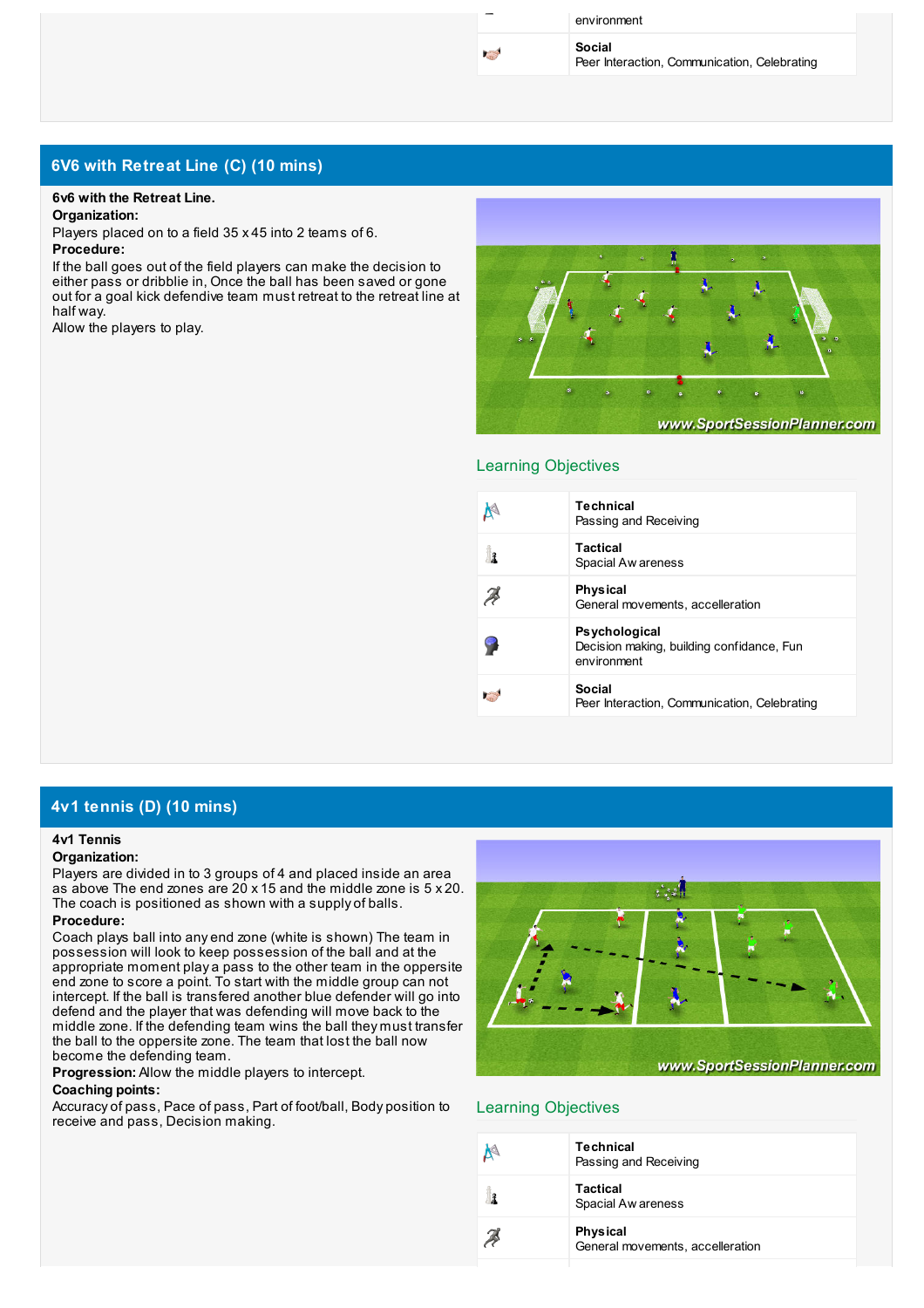| | |
|---|---|
| | environment |
| | **Social**<br>Peer Interaction, Communication, Celebrating |

## 6V6 with Retreat Line (C) (10 mins)

**6v6 with the Retreat Line.**

**Organization:**

Players placed on to a field 35 x 45 into 2 teams of 6.

**Procedure:**

If the ball goes out of the field players can make the decision to either pass or dribblie in, Once the ball has been saved or gone out for a goal kick defendive team must retreat to the retreat line at half way.

Allow the players to play.

www.SportSessionPlanner.com

### Learning Objectives

| | |
|---|---|
| | **Technical**<br>Passing and Receiving |
| | **Tactical**<br>Spacial Awareness |
| | **Physical**<br>General movements, accelleration |
| | **Psychological**<br>Decision making, building confidance, Fun environment |
| | **Social**<br>Peer Interaction, Communication, Celebrating |

## 4v1 tennis (D) (10 mins)

**4v1 Tennis**

**Organization:**

Players are divided in to 3 groups of 4 and placed inside an area as above The end zones are 20 x 15 and the middle zone is 5 x 20. The coach is positioned as shown with a supply of balls.

**Procedure:**

Coach plays ball into any end zone (white is shown) The team in possession will look to keep possession of the ball and at the appropriate moment play a pass to the other team in the oppersite end zone to score a point. To start with the middle group can not intercept. If the ball is transfered another blue defender will go into defend and the player that was defending will move back to the middle zone. If the defending team wins the ball they must transfer the ball to the oppersite zone. The team that lost the ball now become the defending team.

**Progression:** Allow the middle players to intercept.

**Coaching points:**

Accuracy of pass, Pace of pass, Part of foot/ball, Body position to receive and pass, Decision making.

www.SportSessionPlanner.com

### Learning Objectives

| | |
|---|---|
| | **Technical**<br>Passing and Receiving |
| | **Tactical**<br>Spacial Awareness |
| | **Physical**<br>General movements, accelleration |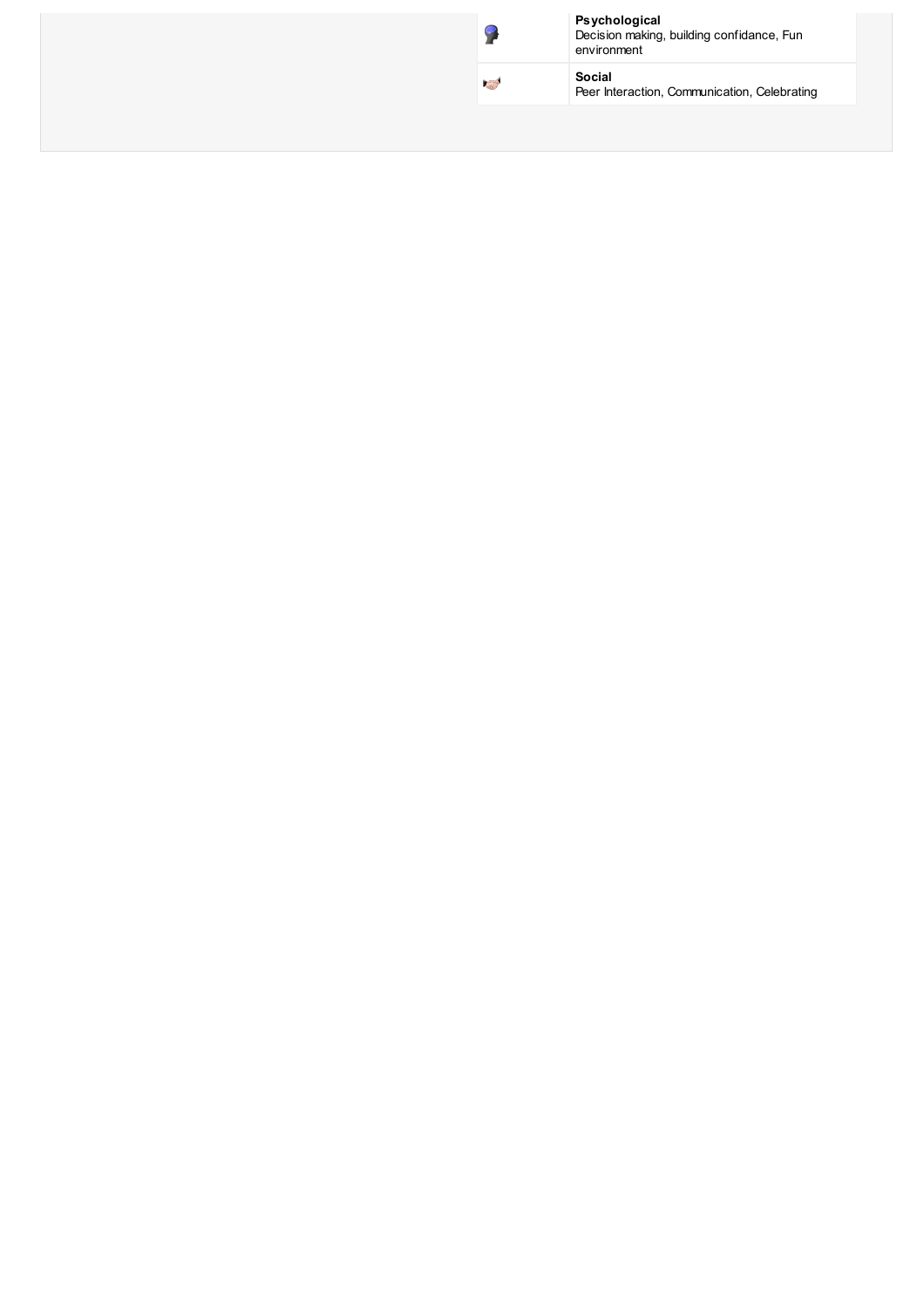| | |
|---|---|
| | **Psychological**<br>Decision making, building confidance, Fun environment |
| | **Social**<br>Peer Interaction, Communication, Celebrating |